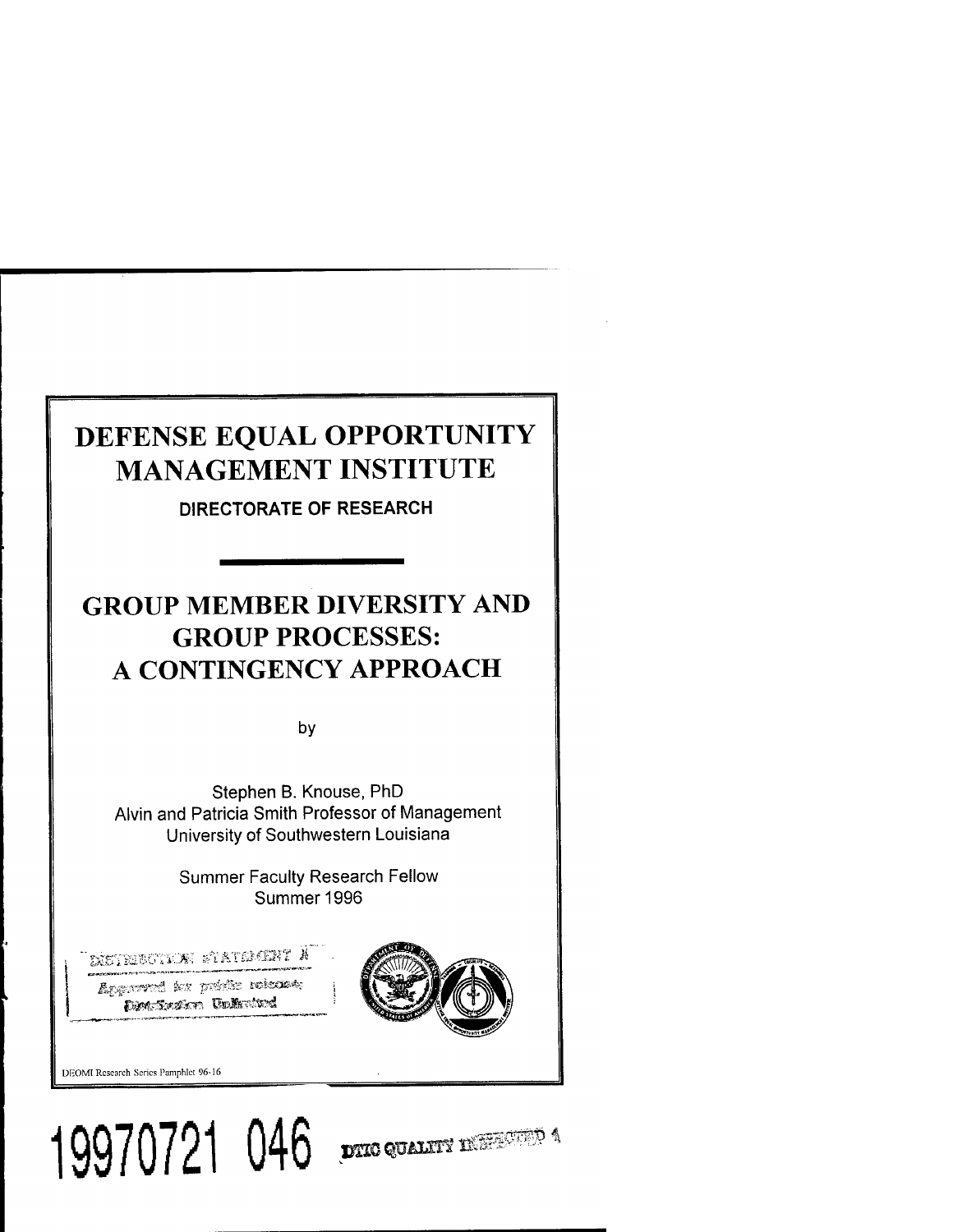# DEFENSE EQUAL OPPORTUNITY MANAGEMENT INSTITUTE

**DIRECTORATE OF RESEARCH**

# GROUP MEMBER DIVERSITY AND GROUP PROCESSES: A CONTINGENCY APPROACH

by

Stephen B. Knouse, PhD
Alvin and Patricia Smith Professor of Management
University of Southwestern Louisiana

Summer Faculty Research Fellow
Summer 1996

DISTRIBUTION STATEMENT A
Approved for public release;
Distribution Unlimited

DEOMI Research Series Pamphlet 96-16

19970721 046 DTIC QUALITY INSPECTED 4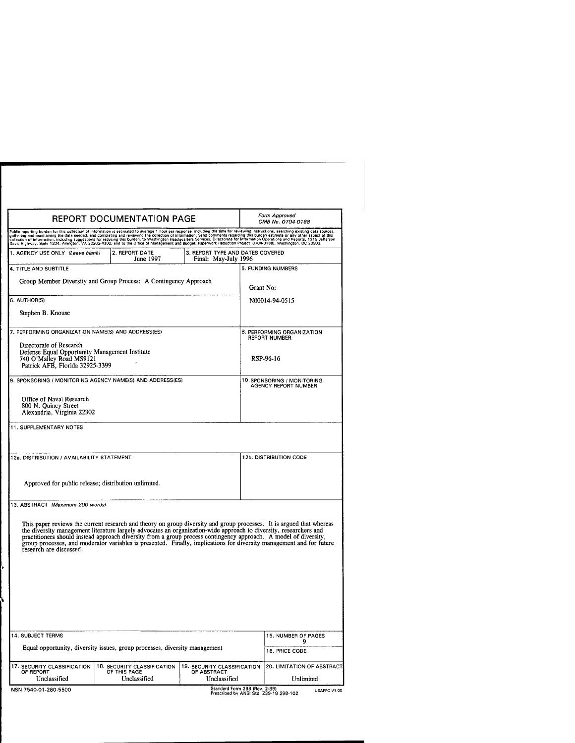# REPORT DOCUMENTATION PAGE

*Form Approved*
*OMB No. 0704-0188*

Public reporting burden for this collection of information is estimated to average 1 hour per response, including the time for reviewing instructions, searching existing data sources, gathering and maintaining the data needed, and completing and reviewing the collection of information. Send comments regarding this burden estimate or any other aspect of this collection of information, including suggestions for reducing this burden, to Washington Headquarters Services, Directorate for Information Operations and Reports, 1215 Jefferson Davis Highway, Suite 1204, Arlington, VA 22202-4302, and to the Office of Management and Budget, Paperwork Reduction Project (0704-0188), Washington, DC 20503.

| 1. AGENCY USE ONLY *(Leave blank)* | 2. REPORT DATE | 3. REPORT TYPE AND DATES COVERED |
|---|---|---|
| | June 1997 | Final: May-July 1996 |

**4. TITLE AND SUBTITLE**

Group Member Diversity and Group Process: A Contingency Approach

**5. FUNDING NUMBERS**

Grant No:

N00014-94-0515

**6. AUTHOR(S)**

Stephen B. Knouse

**7. PERFORMING ORGANIZATION NAME(S) AND ADDRESS(ES)**

Directorate of Research
Defense Equal Opportunity Management Institute
740 O'Malley Road MS9121
Patrick AFB, Florida 32925-3399

**8. PERFORMING ORGANIZATION REPORT NUMBER**

RSP-96-16

**9. SPONSORING / MONITORING AGENCY NAME(S) AND ADDRESS(ES)**

Office of Naval Research
800 N. Quincy Street
Alexandria, Virginia 22302

**10. SPONSORING / MONITORING AGENCY REPORT NUMBER**

**11. SUPPLEMENTARY NOTES**

**12a. DISTRIBUTION / AVAILABILITY STATEMENT**

Approved for public release; distribution unlimited.

**12b. DISTRIBUTION CODE**

**13. ABSTRACT** *(Maximum 200 words)*

This paper reviews the current research and theory on group diversity and group processes. It is argued that whereas the diversity management literature largely advocates an organization-wide approach to diversity, researchers and practitioners should instead approach diversity from a group process contingency approach. A model of diversity, group processes, and moderator variables is presented. Finally, implications for diversity management and for future research are discussed.

**14. SUBJECT TERMS**

Equal opportunity, diversity issues, group processes, diversity management

**15. NUMBER OF PAGES**

9

**16. PRICE CODE**

| 17. SECURITY CLASSIFICATION OF REPORT | 18. SECURITY CLASSIFICATION OF THIS PAGE | 19. SECURITY CLASSIFICATION OF ABSTRACT | 20. LIMITATION OF ABSTRACT |
|---|---|---|---|
| Unclassified | Unclassified | Unclassified | Unlimited |

NSN 7540-01-280-5500

Standard Form 298 (Rev. 2-89)
Prescribed by ANSI Std. Z39-18 298-102

USAPPC V1.00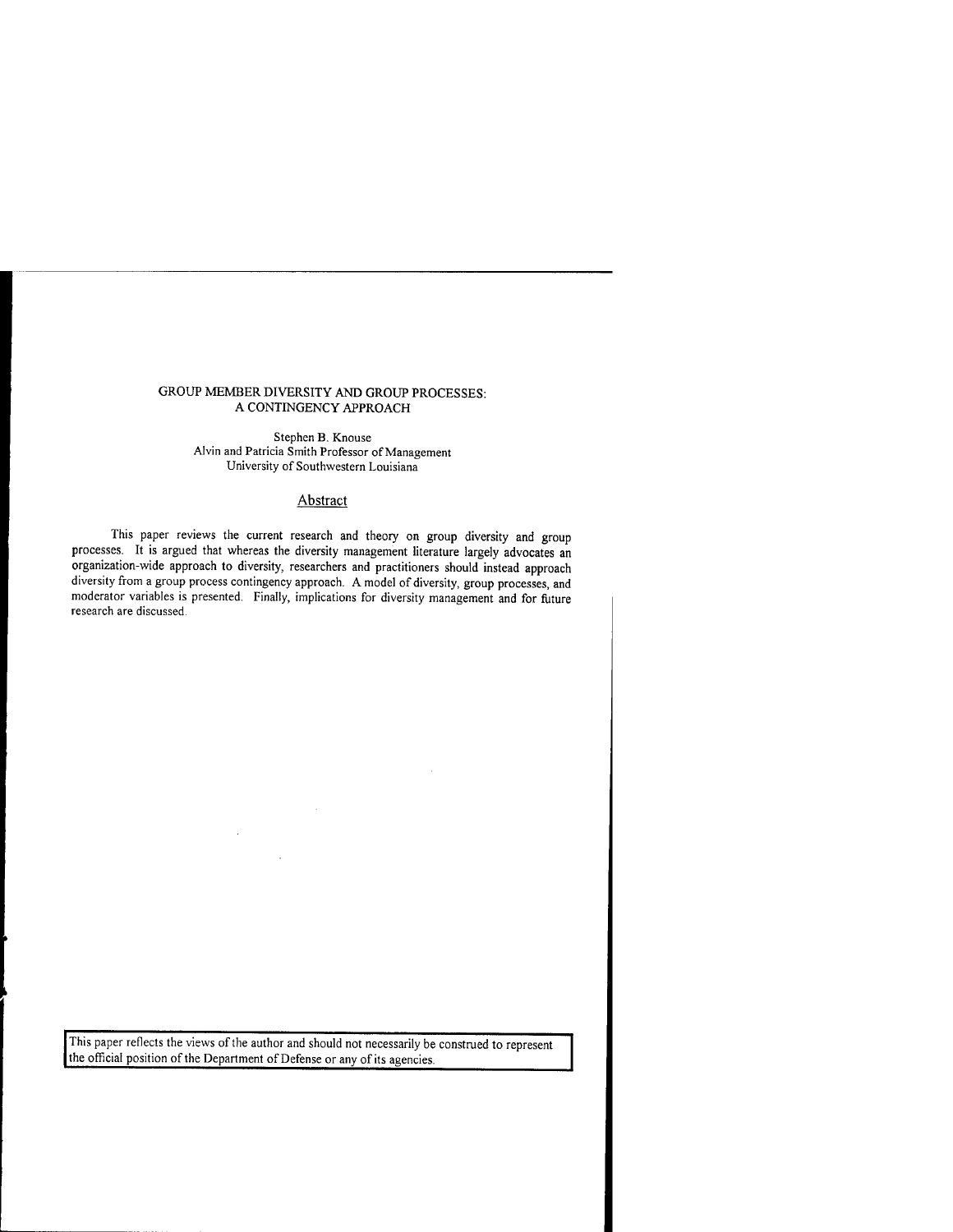# GROUP MEMBER DIVERSITY AND GROUP PROCESSES: A CONTINGENCY APPROACH

Stephen B. Knouse
Alvin and Patricia Smith Professor of Management
University of Southwestern Louisiana

## Abstract

This paper reviews the current research and theory on group diversity and group processes. It is argued that whereas the diversity management literature largely advocates an organization-wide approach to diversity, researchers and practitioners should instead approach diversity from a group process contingency approach. A model of diversity, group processes, and moderator variables is presented. Finally, implications for diversity management and for future research are discussed.

This paper reflects the views of the author and should not necessarily be construed to represent the official position of the Department of Defense or any of its agencies.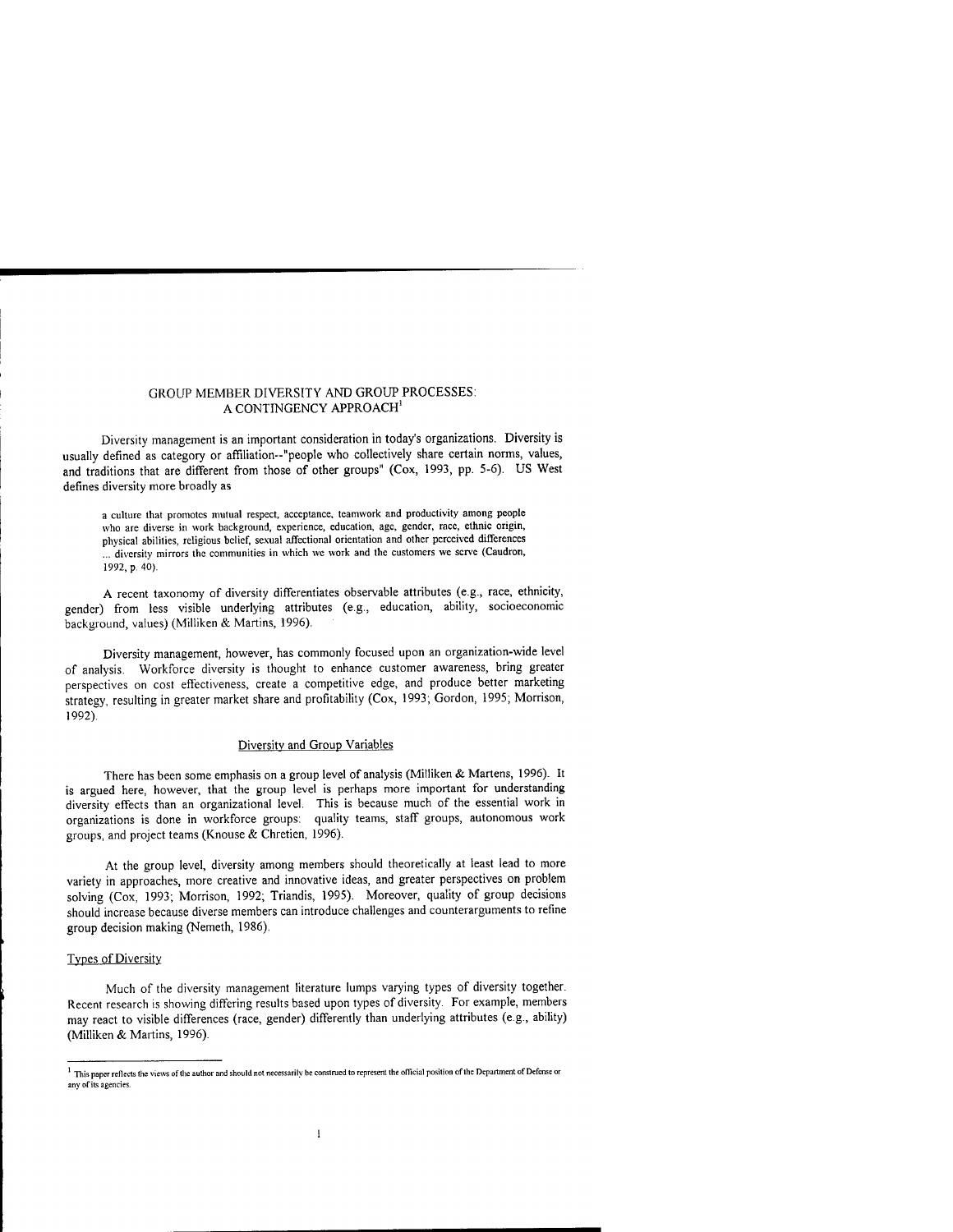# GROUP MEMBER DIVERSITY AND GROUP PROCESSES: A CONTINGENCY APPROACH[1]

Diversity management is an important consideration in today's organizations. Diversity is usually defined as category or affiliation--"people who collectively share certain norms, values, and traditions that are different from those of other groups" (Cox, 1993, pp. 5-6). US West defines diversity more broadly as

> a culture that promotes mutual respect, acceptance, teamwork and productivity among people who are diverse in work background, experience, education, age, gender, race, ethnic origin, physical abilities, religious belief, sexual affectional orientation and other perceived differences ... diversity mirrors the communities in which we work and the customers we serve (Caudron, 1992, p. 40).

A recent taxonomy of diversity differentiates observable attributes (e.g., race, ethnicity, gender) from less visible underlying attributes (e.g., education, ability, socioeconomic background, values) (Milliken & Martins, 1996).

Diversity management, however, has commonly focused upon an organization-wide level of analysis. Workforce diversity is thought to enhance customer awareness, bring greater perspectives on cost effectiveness, create a competitive edge, and produce better marketing strategy, resulting in greater market share and profitability (Cox, 1993; Gordon, 1995; Morrison, 1992).

## Diversity and Group Variables

There has been some emphasis on a group level of analysis (Milliken & Martens, 1996). It is argued here, however, that the group level is perhaps more important for understanding diversity effects than an organizational level. This is because much of the essential work in organizations is done in workforce groups: quality teams, staff groups, autonomous work groups, and project teams (Knouse & Chretien, 1996).

At the group level, diversity among members should theoretically at least lead to more variety in approaches, more creative and innovative ideas, and greater perspectives on problem solving (Cox, 1993; Morrison, 1992; Triandis, 1995). Moreover, quality of group decisions should increase because diverse members can introduce challenges and counterarguments to refine group decision making (Nemeth, 1986).

### Types of Diversity

Much of the diversity management literature lumps varying types of diversity together. Recent research is showing differing results based upon types of diversity. For example, members may react to visible differences (race, gender) differently than underlying attributes (e.g., ability) (Milliken & Martins, 1996).

---

[1] This paper reflects the views of the author and should not necessarily be construed to represent the official position of the Department of Defense or any of its agencies.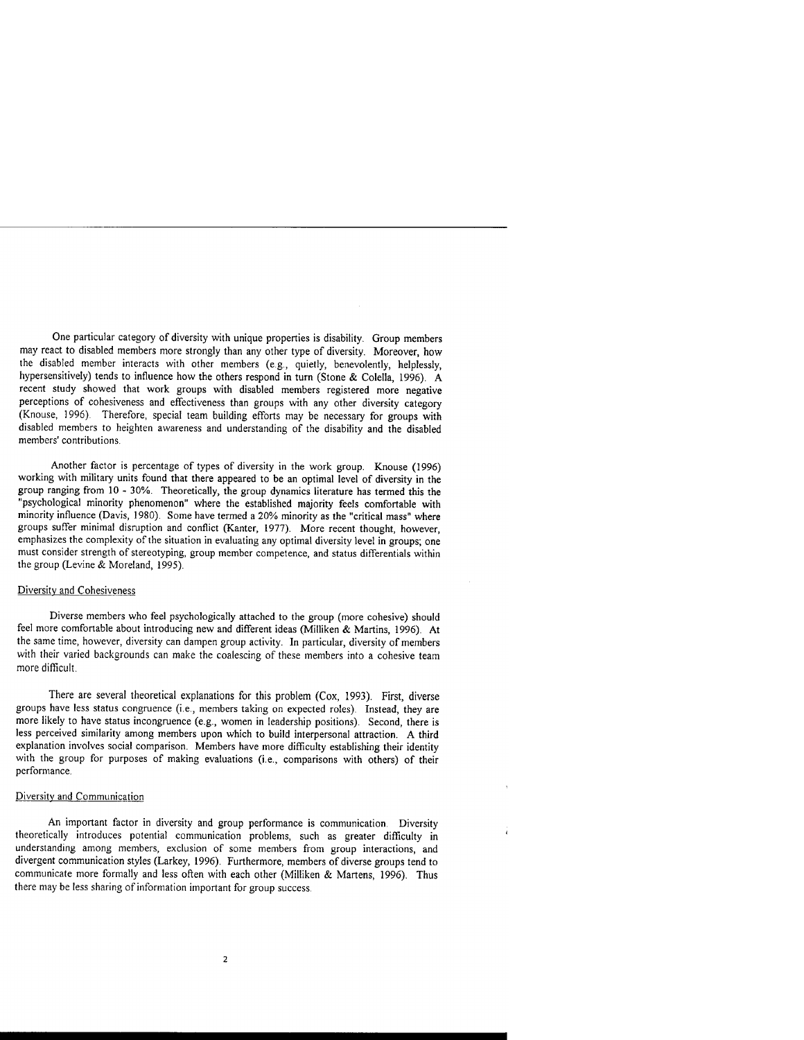One particular category of diversity with unique properties is disability. Group members may react to disabled members more strongly than any other type of diversity. Moreover, how the disabled member interacts with other members (e.g., quietly, benevolently, helplessly, hypersensitively) tends to influence how the others respond in turn (Stone & Colella, 1996). A recent study showed that work groups with disabled members registered more negative perceptions of cohesiveness and effectiveness than groups with any other diversity category (Knouse, 1996). Therefore, special team building efforts may be necessary for groups with disabled members to heighten awareness and understanding of the disability and the disabled members' contributions.

Another factor is percentage of types of diversity in the work group. Knouse (1996) working with military units found that there appeared to be an optimal level of diversity in the group ranging from 10 - 30%. Theoretically, the group dynamics literature has termed this the "psychological minority phenomenon" where the established majority feels comfortable with minority influence (Davis, 1980). Some have termed a 20% minority as the "critical mass" where groups suffer minimal disruption and conflict (Kanter, 1977). More recent thought, however, emphasizes the complexity of the situation in evaluating any optimal diversity level in groups; one must consider strength of stereotyping, group member competence, and status differentials within the group (Levine & Moreland, 1995).

## Diversity and Cohesiveness

Diverse members who feel psychologically attached to the group (more cohesive) should feel more comfortable about introducing new and different ideas (Milliken & Martins, 1996). At the same time, however, diversity can dampen group activity. In particular, diversity of members with their varied backgrounds can make the coalescing of these members into a cohesive team more difficult.

There are several theoretical explanations for this problem (Cox, 1993). First, diverse groups have less status congruence (i.e., members taking on expected roles). Instead, they are more likely to have status incongruence (e.g., women in leadership positions). Second, there is less perceived similarity among members upon which to build interpersonal attraction. A third explanation involves social comparison. Members have more difficulty establishing their identity with the group for purposes of making evaluations (i.e., comparisons with others) of their performance.

## Diversity and Communication

An important factor in diversity and group performance is communication. Diversity theoretically introduces potential communication problems, such as greater difficulty in understanding among members, exclusion of some members from group interactions, and divergent communication styles (Larkey, 1996). Furthermore, members of diverse groups tend to communicate more formally and less often with each other (Milliken & Martens, 1996). Thus there may be less sharing of information important for group success.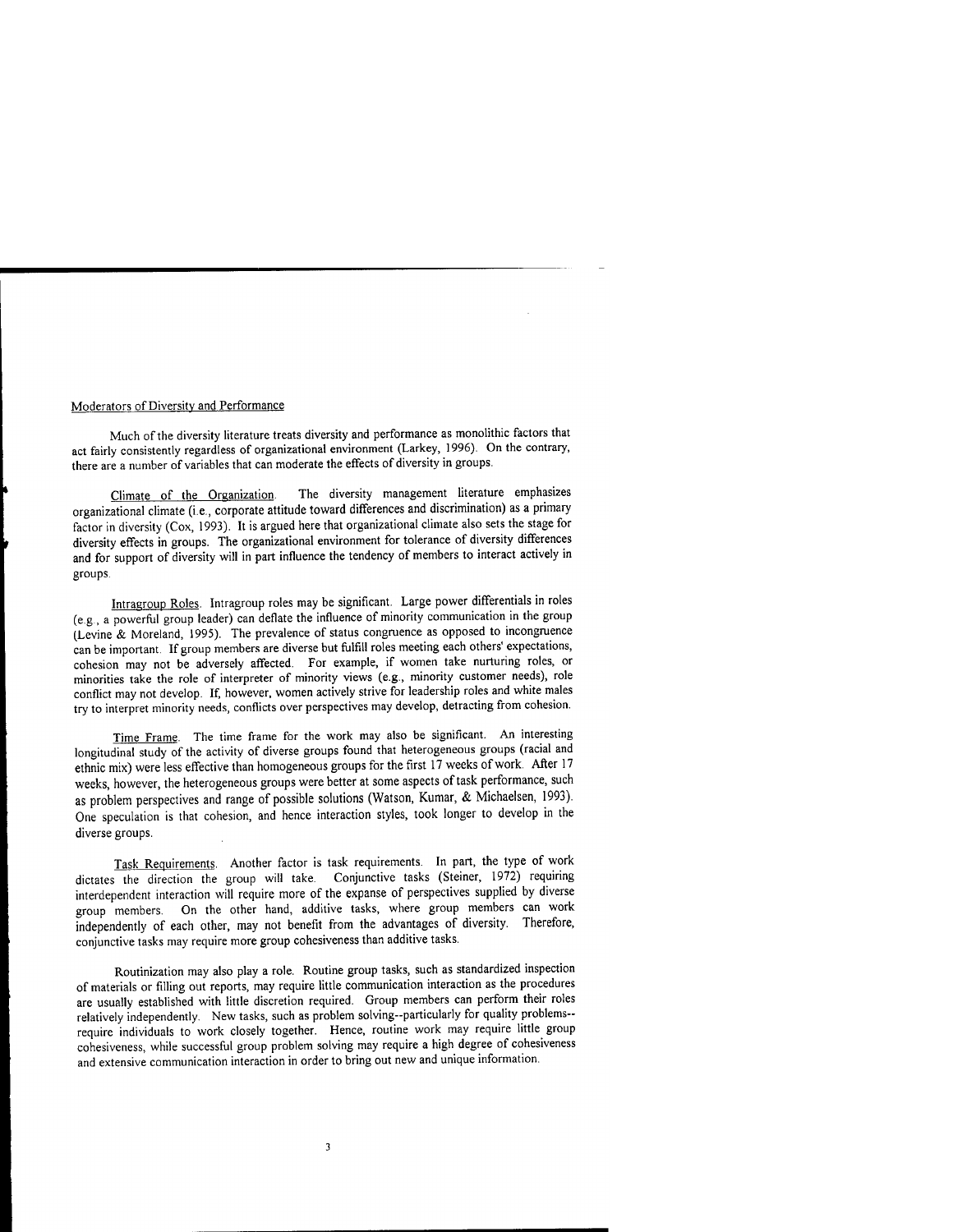## Moderators of Diversity and Performance

Much of the diversity literature treats diversity and performance as monolithic factors that act fairly consistently regardless of organizational environment (Larkey, 1996). On the contrary, there are a number of variables that can moderate the effects of diversity in groups.

Climate of the Organization. The diversity management literature emphasizes organizational climate (i.e., corporate attitude toward differences and discrimination) as a primary factor in diversity (Cox, 1993). It is argued here that organizational climate also sets the stage for diversity effects in groups. The organizational environment for tolerance of diversity differences and for support of diversity will in part influence the tendency of members to interact actively in groups.

Intragroup Roles. Intragroup roles may be significant. Large power differentials in roles (e.g., a powerful group leader) can deflate the influence of minority communication in the group (Levine & Moreland, 1995). The prevalence of status congruence as opposed to incongruence can be important. If group members are diverse but fulfill roles meeting each others' expectations, cohesion may not be adversely affected. For example, if women take nurturing roles, or minorities take the role of interpreter of minority views (e.g., minority customer needs), role conflict may not develop. If, however, women actively strive for leadership roles and white males try to interpret minority needs, conflicts over perspectives may develop, detracting from cohesion.

Time Frame. The time frame for the work may also be significant. An interesting longitudinal study of the activity of diverse groups found that heterogeneous groups (racial and ethnic mix) were less effective than homogeneous groups for the first 17 weeks of work. After 17 weeks, however, the heterogeneous groups were better at some aspects of task performance, such as problem perspectives and range of possible solutions (Watson, Kumar, & Michaelsen, 1993). One speculation is that cohesion, and hence interaction styles, took longer to develop in the diverse groups.

Task Requirements. Another factor is task requirements. In part, the type of work dictates the direction the group will take. Conjunctive tasks (Steiner, 1972) requiring interdependent interaction will require more of the expanse of perspectives supplied by diverse group members. On the other hand, additive tasks, where group members can work independently of each other, may not benefit from the advantages of diversity. Therefore, conjunctive tasks may require more group cohesiveness than additive tasks.

Routinization may also play a role. Routine group tasks, such as standardized inspection of materials or filling out reports, may require little communication interaction as the procedures are usually established with little discretion required. Group members can perform their roles relatively independently. New tasks, such as problem solving--particularly for quality problems--require individuals to work closely together. Hence, routine work may require little group cohesiveness, while successful group problem solving may require a high degree of cohesiveness and extensive communication interaction in order to bring out new and unique information.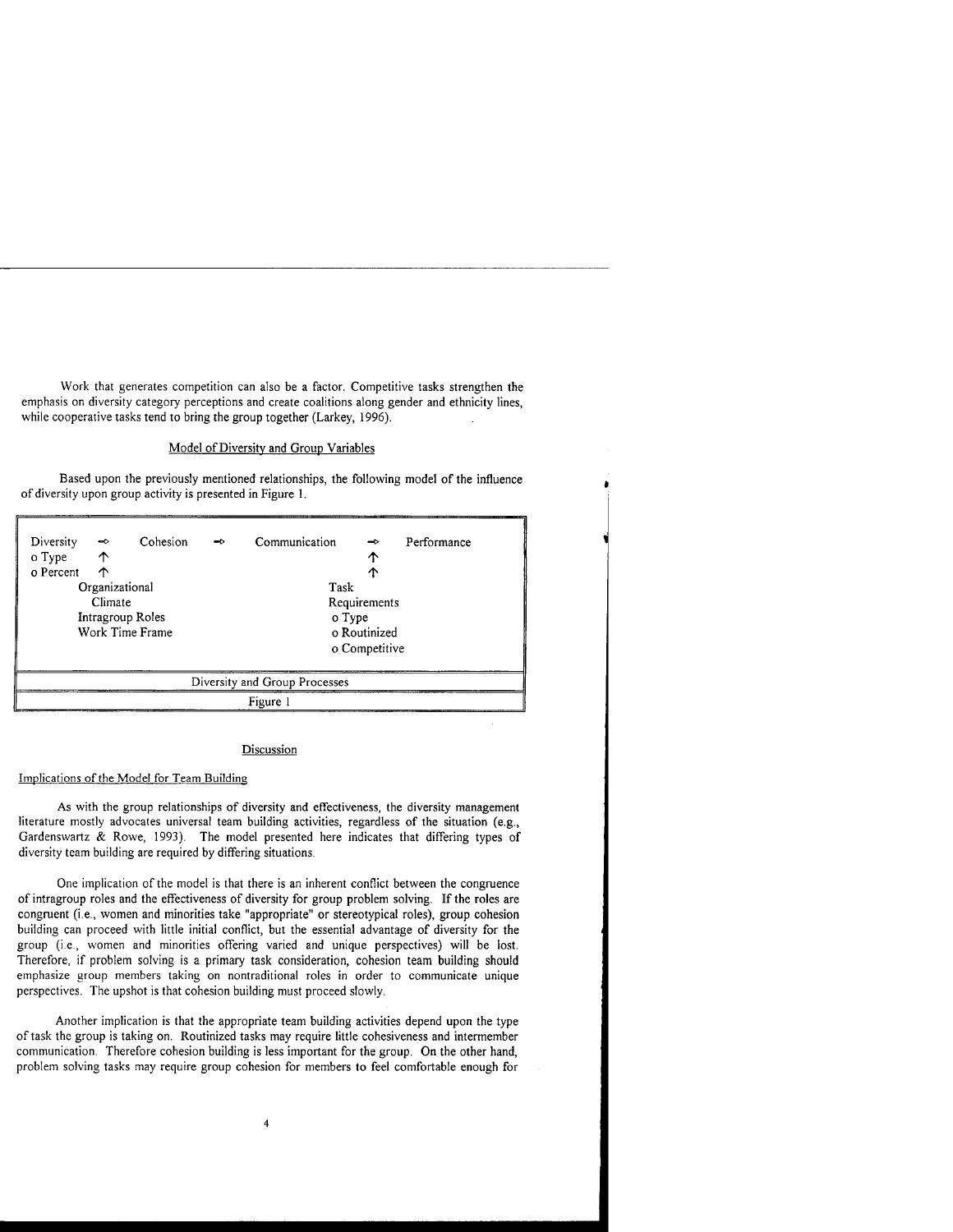Work that generates competition can also be a factor. Competitive tasks strengthen the emphasis on diversity category perceptions and create coalitions along gender and ethnicity lines, while cooperative tasks tend to bring the group together (Larkey, 1996).

## Model of Diversity and Group Variables

Based upon the previously mentioned relationships, the following model of the influence of diversity upon group activity is presented in Figure 1.

```
Diversity   →   Cohesion   →   Communication   →   Performance
o Type      ↑                                  ↑
o Percent   ↑                                  ↑
      Organizational                     Task
         Climate                         Requirements
      Intragroup Roles                    o Type
      Work Time Frame                     o Routinized
                                          o Competitive
```

Diversity and Group Processes

Figure 1

## Discussion

### Implications of the Model for Team Building

As with the group relationships of diversity and effectiveness, the diversity management literature mostly advocates universal team building activities, regardless of the situation (e.g., Gardenswartz & Rowe, 1993). The model presented here indicates that differing types of diversity team building are required by differing situations.

One implication of the model is that there is an inherent conflict between the congruence of intragroup roles and the effectiveness of diversity for group problem solving. If the roles are congruent (i.e., women and minorities take "appropriate" or stereotypical roles), group cohesion building can proceed with little initial conflict, but the essential advantage of diversity for the group (i.e., women and minorities offering varied and unique perspectives) will be lost. Therefore, if problem solving is a primary task consideration, cohesion team building should emphasize group members taking on nontraditional roles in order to communicate unique perspectives. The upshot is that cohesion building must proceed slowly.

Another implication is that the appropriate team building activities depend upon the type of task the group is taking on. Routinized tasks may require little cohesiveness and intermember communication. Therefore cohesion building is less important for the group. On the other hand, problem solving tasks may require group cohesion for members to feel comfortable enough for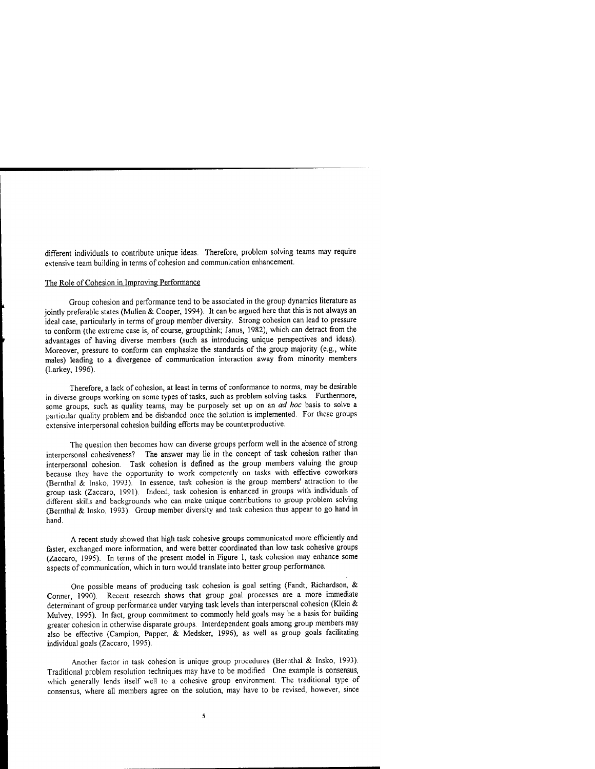different individuals to contribute unique ideas. Therefore, problem solving teams may require extensive team building in terms of cohesion and communication enhancement.

## The Role of Cohesion in Improving Performance

Group cohesion and performance tend to be associated in the group dynamics literature as jointly preferable states (Mullen & Cooper, 1994). It can be argued here that this is not always an ideal case, particularly in terms of group member diversity. Strong cohesion can lead to pressure to conform (the extreme case is, of course, groupthink; Janus, 1982), which can detract from the advantages of having diverse members (such as introducing unique perspectives and ideas). Moreover, pressure to conform can emphasize the standards of the group majority (e.g., white males) leading to a divergence of communication interaction away from minority members (Larkey, 1996).

Therefore, a lack of cohesion, at least in terms of conformance to norms, may be desirable in diverse groups working on some types of tasks, such as problem solving tasks. Furthermore, some groups, such as quality teams, may be purposely set up on an *ad hoc* basis to solve a particular quality problem and be disbanded once the solution is implemented. For these groups extensive interpersonal cohesion building efforts may be counterproductive.

The question then becomes how can diverse groups perform well in the absence of strong interpersonal cohesiveness? The answer may lie in the concept of task cohesion rather than interpersonal cohesion. Task cohesion is defined as the group members valuing the group because they have the opportunity to work competently on tasks with effective coworkers (Bernthal & Insko, 1993). In essence, task cohesion is the group members' attraction to the group task (Zaccaro, 1991). Indeed, task cohesion is enhanced in groups with individuals of different skills and backgrounds who can make unique contributions to group problem solving (Bernthal & Insko, 1993). Group member diversity and task cohesion thus appear to go hand in hand.

A recent study showed that high task cohesive groups communicated more efficiently and faster, exchanged more information, and were better coordinated than low task cohesive groups (Zaccaro, 1995). In terms of the present model in Figure 1, task cohesion may enhance some aspects of communication, which in turn would translate into better group performance.

One possible means of producing task cohesion is goal setting (Fandt, Richardson, & Conner, 1990). Recent research shows that group goal processes are a more immediate determinant of group performance under varying task levels than interpersonal cohesion (Klein & Mulvey, 1995). In fact, group commitment to commonly held goals may be a basis for building greater cohesion in otherwise disparate groups. Interdependent goals among group members may also be effective (Campion, Papper, & Medsker, 1996), as well as group goals facilitating individual goals (Zaccaro, 1995).

Another factor in task cohesion is unique group procedures (Bernthal & Insko, 1993). Traditional problem resolution techniques may have to be modified. One example is consensus, which generally lends itself well to a cohesive group environment. The traditional type of consensus, where all members agree on the solution, may have to be revised, however, since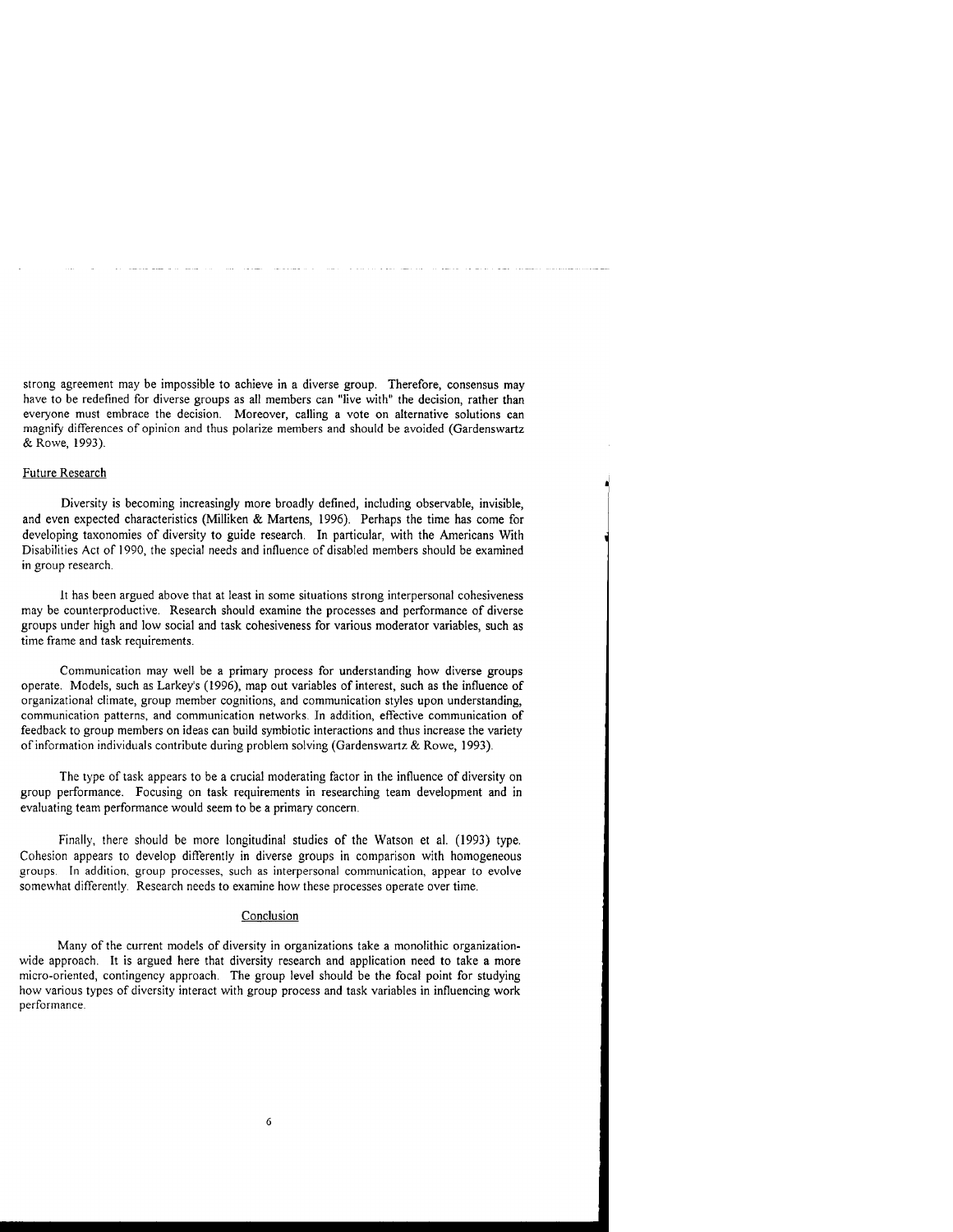strong agreement may be impossible to achieve in a diverse group. Therefore, consensus may have to be redefined for diverse groups as all members can "live with" the decision, rather than everyone must embrace the decision. Moreover, calling a vote on alternative solutions can magnify differences of opinion and thus polarize members and should be avoided (Gardenswartz & Rowe, 1993).

### Future Research

Diversity is becoming increasingly more broadly defined, including observable, invisible, and even expected characteristics (Milliken & Martens, 1996). Perhaps the time has come for developing taxonomies of diversity to guide research. In particular, with the Americans With Disabilities Act of 1990, the special needs and influence of disabled members should be examined in group research.

It has been argued above that at least in some situations strong interpersonal cohesiveness may be counterproductive. Research should examine the processes and performance of diverse groups under high and low social and task cohesiveness for various moderator variables, such as time frame and task requirements.

Communication may well be a primary process for understanding how diverse groups operate. Models, such as Larkey's (1996), map out variables of interest, such as the influence of organizational climate, group member cognitions, and communication styles upon understanding, communication patterns, and communication networks. In addition, effective communication of feedback to group members on ideas can build symbiotic interactions and thus increase the variety of information individuals contribute during problem solving (Gardenswartz & Rowe, 1993).

The type of task appears to be a crucial moderating factor in the influence of diversity on group performance. Focusing on task requirements in researching team development and in evaluating team performance would seem to be a primary concern.

Finally, there should be more longitudinal studies of the Watson et al. (1993) type. Cohesion appears to develop differently in diverse groups in comparison with homogeneous groups. In addition, group processes, such as interpersonal communication, appear to evolve somewhat differently. Research needs to examine how these processes operate over time.

## Conclusion

Many of the current models of diversity in organizations take a monolithic organization-wide approach. It is argued here that diversity research and application need to take a more micro-oriented, contingency approach. The group level should be the focal point for studying how various types of diversity interact with group process and task variables in influencing work performance.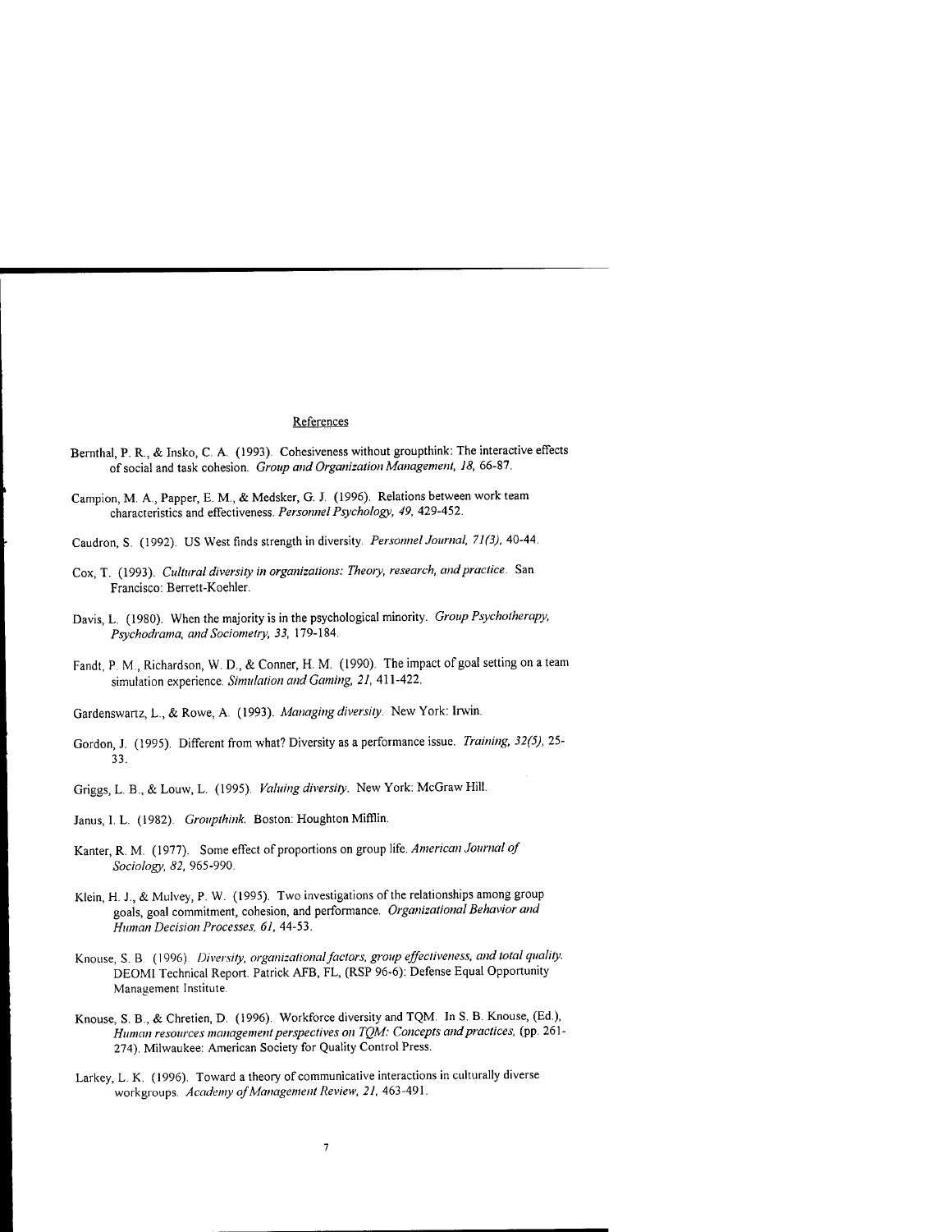## References

Bernthal, P. R., & Insko, C. A. (1993). Cohesiveness without groupthink: The interactive effects of social and task cohesion. *Group and Organization Management, 18,* 66-87.

Campion, M. A., Papper, E. M., & Medsker, G. J. (1996). Relations between work team characteristics and effectiveness. *Personnel Psychology, 49,* 429-452.

Caudron, S. (1992). US West finds strength in diversity. *Personnel Journal, 71(3),* 40-44.

Cox, T. (1993). *Cultural diversity in organizations: Theory, research, and practice.* San Francisco: Berrett-Koehler.

Davis, L. (1980). When the majority is in the psychological minority. *Group Psychotherapy, Psychodrama, and Sociometry, 33,* 179-184.

Fandt, P. M., Richardson, W. D., & Conner, H. M. (1990). The impact of goal setting on a team simulation experience. *Simulation and Gaming, 21,* 411-422.

Gardenswartz, L., & Rowe, A. (1993). *Managing diversity.* New York: Irwin.

Gordon, J. (1995). Different from what? Diversity as a performance issue. *Training, 32(5),* 25-33.

Griggs, L. B., & Louw, L. (1995). *Valuing diversity.* New York: McGraw Hill.

Janus, I. L. (1982). *Groupthink.* Boston: Houghton Mifflin.

Kanter, R. M. (1977). Some effect of proportions on group life. *American Journal of Sociology, 82,* 965-990.

Klein, H. J., & Mulvey, P. W. (1995). Two investigations of the relationships among group goals, goal commitment, cohesion, and performance. *Organizational Behavior and Human Decision Processes, 61,* 44-53.

Knouse, S. B. (1996). *Diversity, organizational factors, group effectiveness, and total quality.* DEOMI Technical Report. Patrick AFB, FL, (RSP 96-6): Defense Equal Opportunity Management Institute.

Knouse, S. B., & Chretien, D. (1996). Workforce diversity and TQM. In S. B. Knouse, (Ed.), *Human resources management perspectives on TQM: Concepts and practices,* (pp. 261-274). Milwaukee: American Society for Quality Control Press.

Larkey, L. K. (1996). Toward a theory of communicative interactions in culturally diverse workgroups. *Academy of Management Review, 21,* 463-491.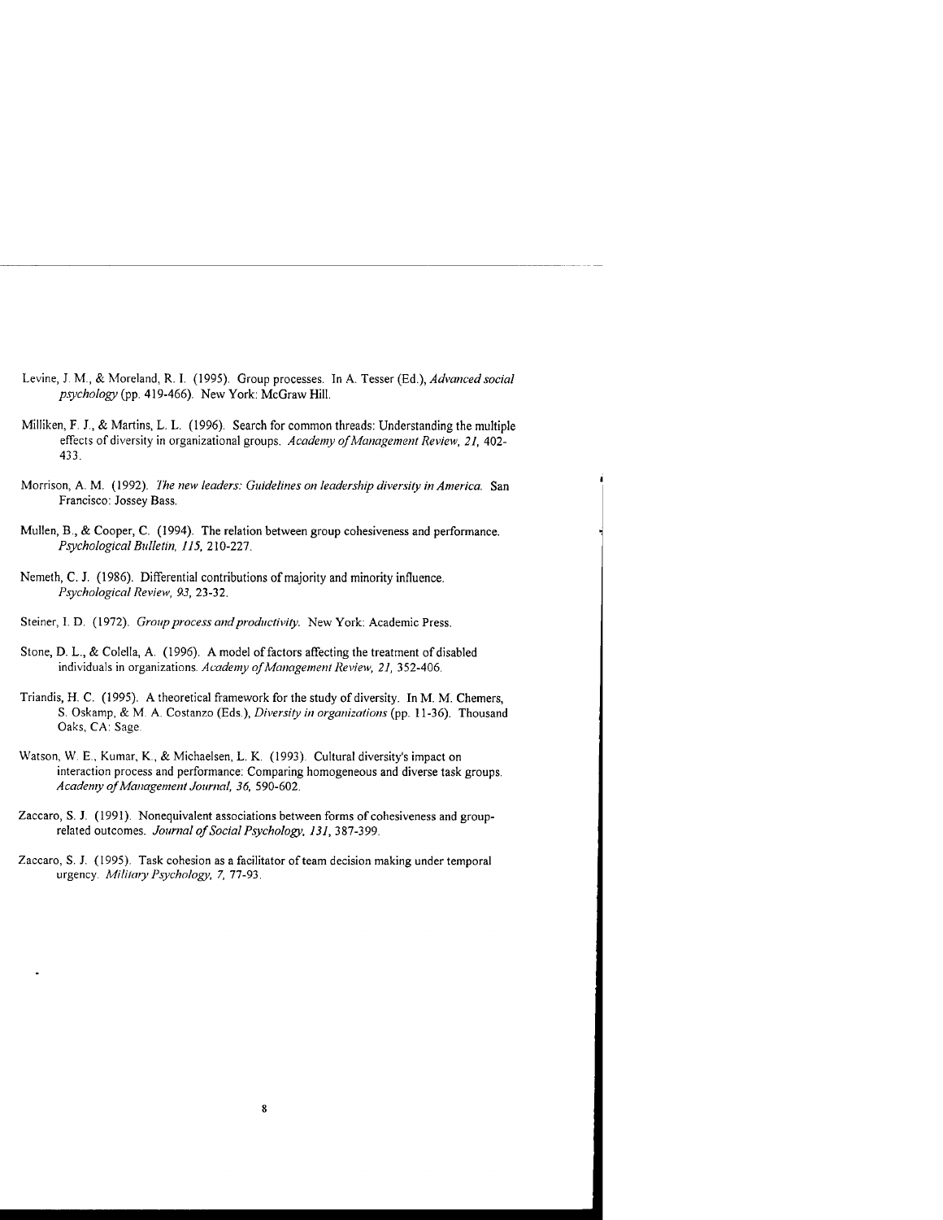Levine, J. M., & Moreland, R. I. (1995). Group processes. In A. Tesser (Ed.), *Advanced social psychology* (pp. 419-466). New York: McGraw Hill.

Milliken, F. J., & Martins, L. L. (1996). Search for common threads: Understanding the multiple effects of diversity in organizational groups. *Academy of Management Review, 21,* 402-433.

Morrison, A. M. (1992). *The new leaders: Guidelines on leadership diversity in America.* San Francisco: Jossey Bass.

Mullen, B., & Cooper, C. (1994). The relation between group cohesiveness and performance. *Psychological Bulletin, 115,* 210-227.

Nemeth, C. J. (1986). Differential contributions of majority and minority influence. *Psychological Review, 93,* 23-32.

Steiner, I. D. (1972). *Group process and productivity.* New York: Academic Press.

Stone, D. L., & Colella, A. (1996). A model of factors affecting the treatment of disabled individuals in organizations. *Academy of Management Review, 21,* 352-406.

Triandis, H. C. (1995). A theoretical framework for the study of diversity. In M. M. Chemers, S. Oskamp, & M. A. Costanzo (Eds.), *Diversity in organizations* (pp. 11-36). Thousand Oaks, CA: Sage.

Watson, W. E., Kumar, K., & Michaelsen, L. K. (1993). Cultural diversity's impact on interaction process and performance: Comparing homogeneous and diverse task groups. *Academy of Management Journal, 36,* 590-602.

Zaccaro, S. J. (1991). Nonequivalent associations between forms of cohesiveness and group-related outcomes. *Journal of Social Psychology, 131,* 387-399.

Zaccaro, S. J. (1995). Task cohesion as a facilitator of team decision making under temporal urgency. *Military Psychology, 7,* 77-93.